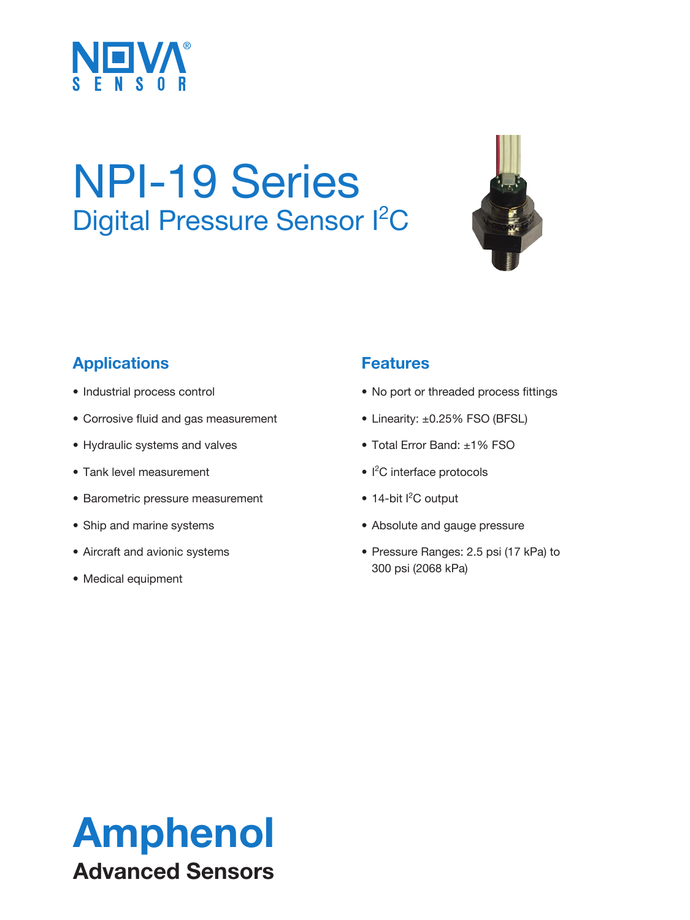NOVA® SENSOR

# NPI-19 Series

## Digital Pressure Sensor I$^2$C

## Applications

- Industrial process control
- Corrosive fluid and gas measurement
- Hydraulic systems and valves
- Tank level measurement
- Barometric pressure measurement
- Ship and marine systems
- Aircraft and avionic systems
- Medical equipment

## Features

- No port or threaded process fittings
- Linearity: ±0.25% FSO (BFSL)
- Total Error Band: ±1% FSO
- I$^2$C interface protocols
- 14-bit I$^2$C output
- Absolute and gauge pressure
- Pressure Ranges: 2.5 psi (17 kPa) to 300 psi (2068 kPa)

**Amphenol**
**Advanced Sensors**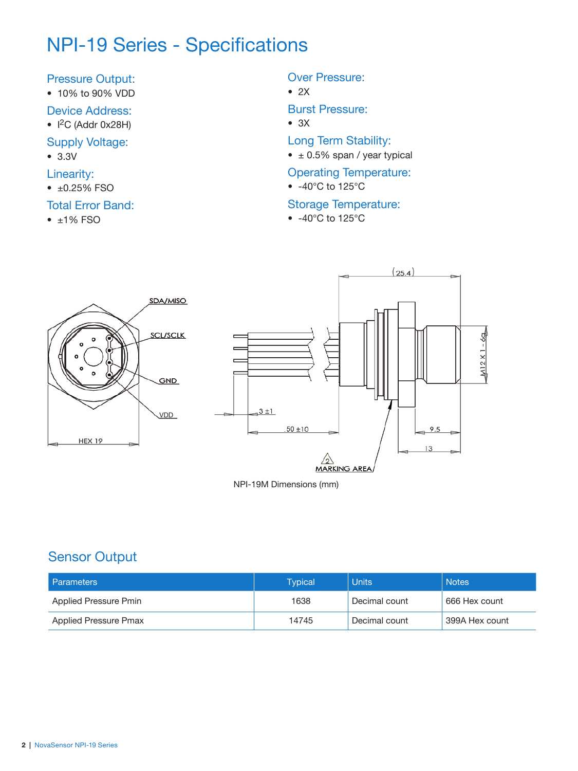# NPI-19 Series - Specifications

## Pressure Output:
- 10% to 90% VDD

## Device Address:
- I²C (Addr 0x28H)

## Supply Voltage:
- 3.3V

## Linearity:
- ±0.25% FSO

## Total Error Band:
- ±1% FSO

## Over Pressure:
- 2X

## Burst Pressure:
- 3X

## Long Term Stability:
- ± 0.5% span / year typical

## Operating Temperature:
- -40°C to 125°C

## Storage Temperature:
- -40°C to 125°C

SDA/MISO

SCL/SCLK

GND

VDD

HEX 19

(25.4)

M12 X 1 - 6g

3 ±1

50 ±10

9.5

13

MARKING AREA

NPI-19M Dimensions (mm)

## Sensor Output

| Parameters | Typical | Units | Notes |
|---|---|---|---|
| Applied Pressure Pmin | 1638 | Decimal count | 666 Hex count |
| Applied Pressure Pmax | 14745 | Decimal count | 399A Hex count |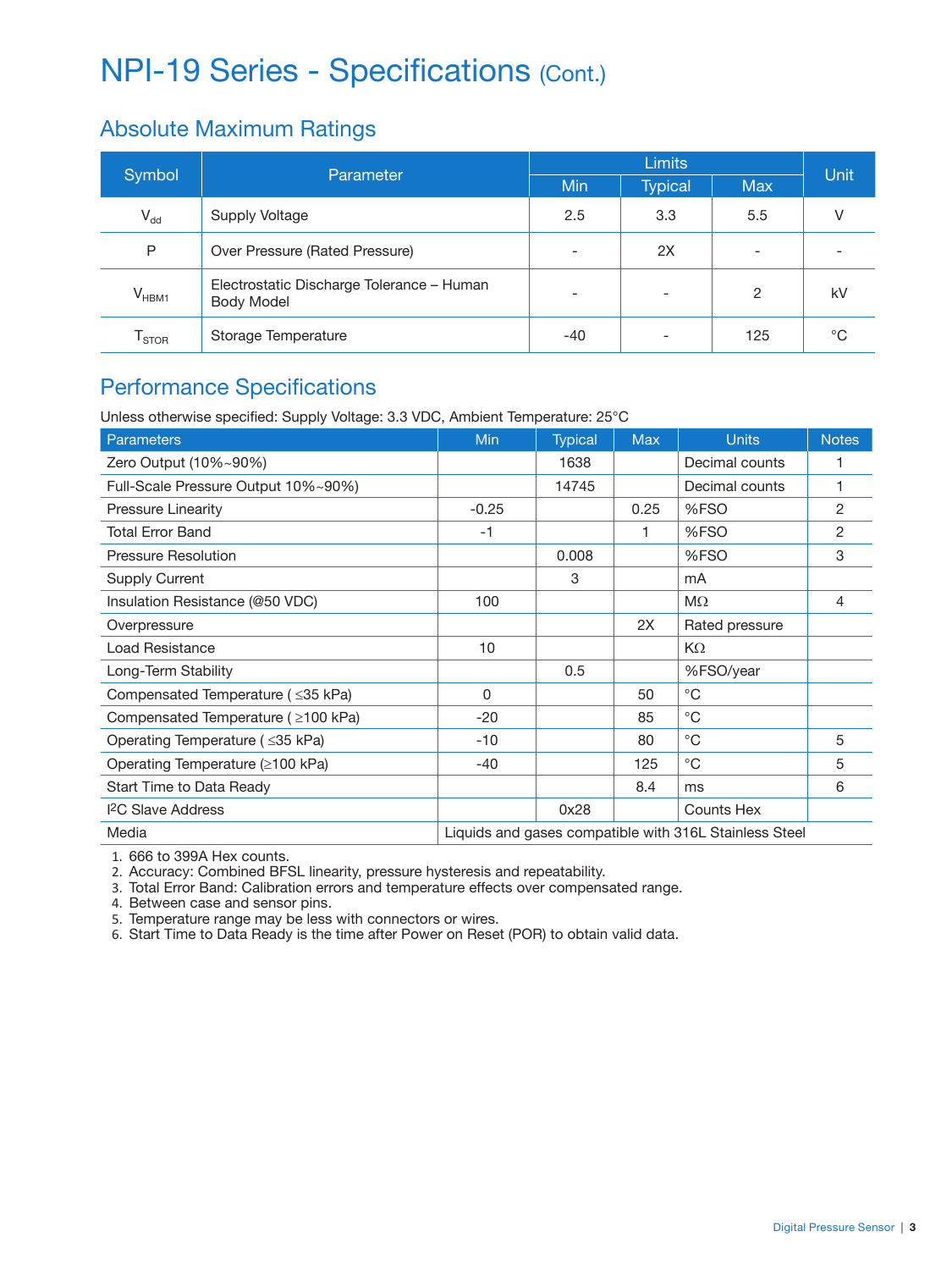# NPI-19 Series - Specifications (Cont.)

## Absolute Maximum Ratings

| Symbol | Parameter | Limits | | | Unit |
|---|---|---|---|---|---|
| | | Min | Typical | Max | |
| $V_{dd}$ | Supply Voltage | 2.5 | 3.3 | 5.5 | V |
| P | Over Pressure (Rated Pressure) | - | 2X | - | - |
| $V_{HBM1}$ | Electrostatic Discharge Tolerance – Human Body Model | - | - | 2 | kV |
| $T_{STOR}$ | Storage Temperature | -40 | - | 125 | °C |

## Performance Specifications

Unless otherwise specified: Supply Voltage: 3.3 VDC, Ambient Temperature: 25°C

| Parameters | Min | Typical | Max | Units | Notes |
|---|---|---|---|---|---|
| Zero Output (10%~90%) | | 1638 | | Decimal counts | 1 |
| Full-Scale Pressure Output 10%~90%) | | 14745 | | Decimal counts | 1 |
| Pressure Linearity | -0.25 | | 0.25 | %FSO | 2 |
| Total Error Band | -1 | | 1 | %FSO | 2 |
| Pressure Resolution | | 0.008 | | %FSO | 3 |
| Supply Current | | 3 | | mA | |
| Insulation Resistance (@50 VDC) | 100 | | | MΩ | 4 |
| Overpressure | | | 2X | Rated pressure | |
| Load Resistance | 10 | | | KΩ | |
| Long-Term Stability | | 0.5 | | %FSO/year | |
| Compensated Temperature ( ≤35 kPa) | 0 | | 50 | °C | |
| Compensated Temperature ( ≥100 kPa) | -20 | | 85 | °C | |
| Operating Temperature ( ≤35 kPa) | -10 | | 80 | °C | 5 |
| Operating Temperature (≥100 kPa) | -40 | | 125 | °C | 5 |
| Start Time to Data Ready | | | 8.4 | ms | 6 |
| I²C Slave Address | | 0x28 | | Counts Hex | |
| Media | Liquids and gases compatible with 316L Stainless Steel | | | | |

1. 666 to 399A Hex counts.
2. Accuracy: Combined BFSL linearity, pressure hysteresis and repeatability.
3. Total Error Band: Calibration errors and temperature effects over compensated range.
4. Between case and sensor pins.
5. Temperature range may be less with connectors or wires.
6. Start Time to Data Ready is the time after Power on Reset (POR) to obtain valid data.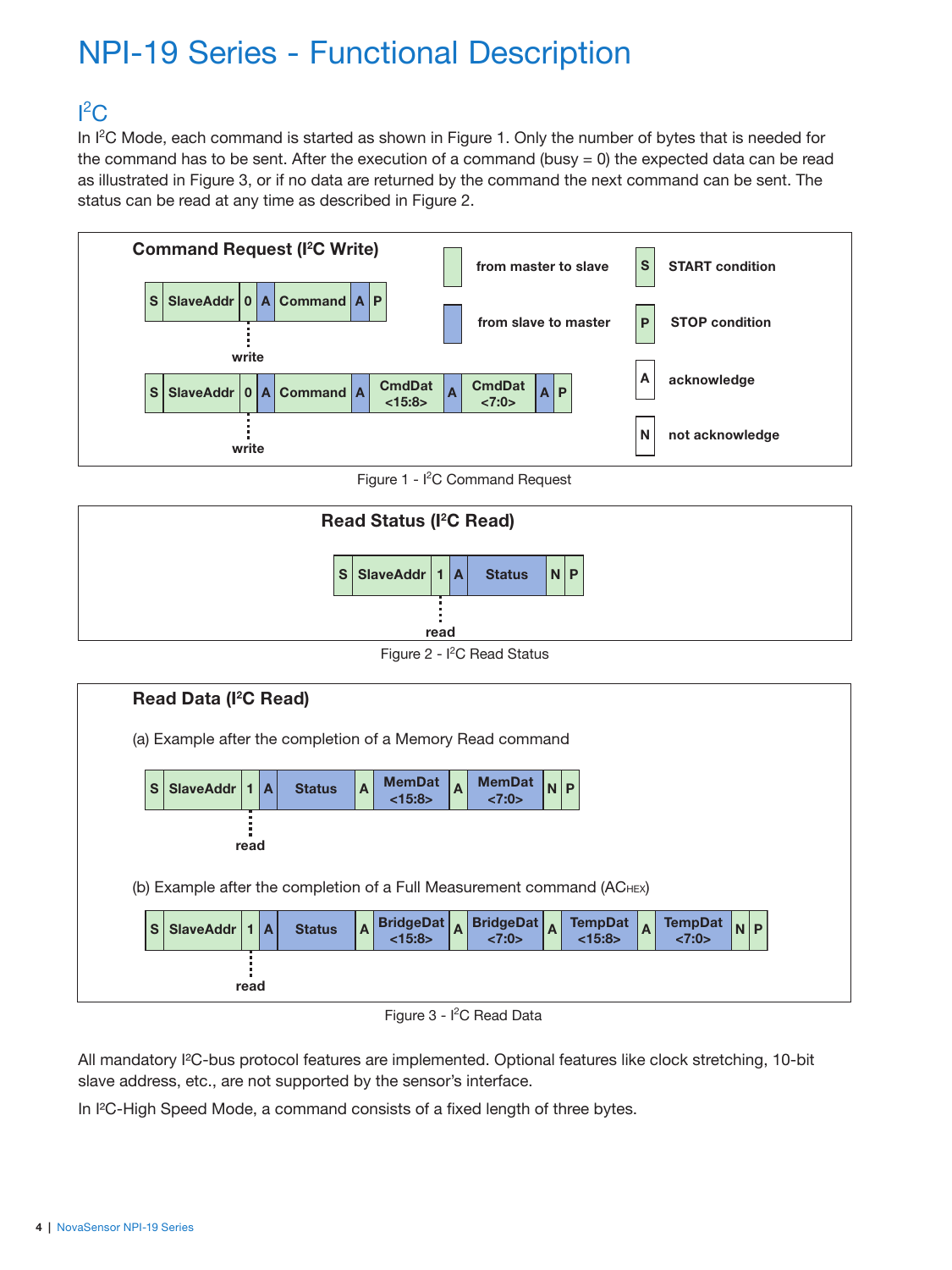# NPI-19 Series - Functional Description

## I²C

In I²C Mode, each command is started as shown in Figure 1. Only the number of bytes that is needed for the command has to be sent. After the execution of a command (busy = 0) the expected data can be read as illustrated in Figure 3, or if no data are returned by the command the next command can be sent. The status can be read at any time as described in Figure 2.

**Command Request (I²C Write)**

| S | SlaveAddr | 0 | A | Command | A | P |
|---|---|---|---|---|---|---|

write

| S | SlaveAddr | 0 | A | Command | A | CmdDat <15:8> | A | CmdDat <7:0> | A | P |
|---|---|---|---|---|---|---|---|---|---|---|

write

Legend:
- from master to slave
- from slave to master
- S: START condition
- P: STOP condition
- A: acknowledge
- N: not acknowledge

Figure 1 - I²C Command Request

**Read Status (I²C Read)**

| S | SlaveAddr | 1 | A | Status | N | P |
|---|---|---|---|---|---|---|

read

Figure 2 - I²C Read Status

**Read Data (I²C Read)**

(a) Example after the completion of a Memory Read command

| S | SlaveAddr | 1 | A | Status | A | MemDat <15:8> | A | MemDat <7:0> | N | P |
|---|---|---|---|---|---|---|---|---|---|---|

read

(b) Example after the completion of a Full Measurement command ($AC_{HEX}$)

| S | SlaveAddr | 1 | A | Status | A | BridgeDat <15:8> | A | BridgeDat <7:0> | A | TempDat <15:8> | A | TempDat <7:0> | N | P |
|---|---|---|---|---|---|---|---|---|---|---|---|---|---|---|

read

Figure 3 - I²C Read Data

All mandatory I²C-bus protocol features are implemented. Optional features like clock stretching, 10-bit slave address, etc., are not supported by the sensor's interface.

In I²C-High Speed Mode, a command consists of a fixed length of three bytes.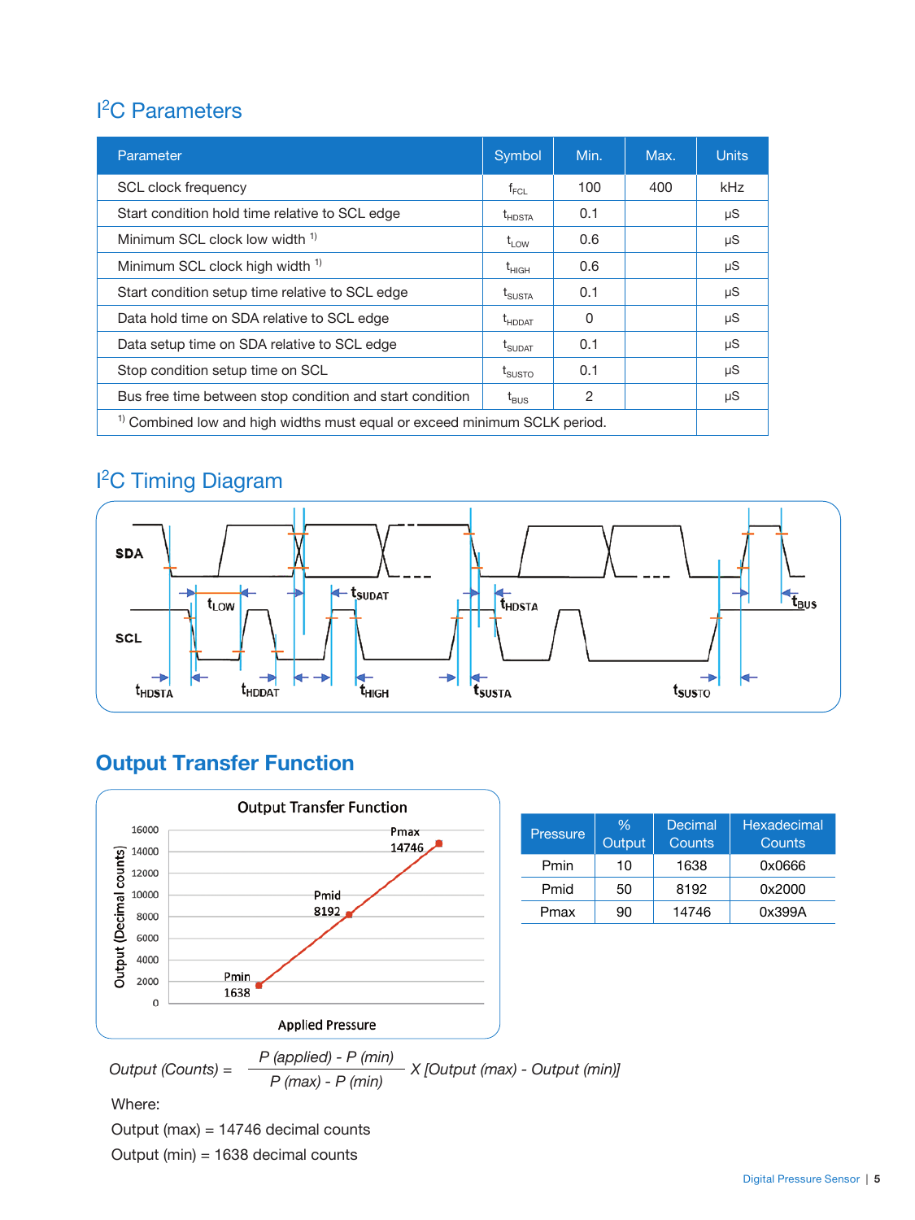## I²C Parameters

| Parameter | Symbol | Min. | Max. | Units |
|---|---|---|---|---|
| SCL clock frequency | $f_{FCL}$ | 100 | 400 | kHz |
| Start condition hold time relative to SCL edge | $t_{HDSTA}$ | 0.1 | | μS |
| Minimum SCL clock low width [1] | $t_{LOW}$ | 0.6 | | μS |
| Minimum SCL clock high width [1] | $t_{HIGH}$ | 0.6 | | μS |
| Start condition setup time relative to SCL edge | $t_{SUSTA}$ | 0.1 | | μS |
| Data hold time on SDA relative to SCL edge | $t_{HDDAT}$ | 0 | | μS |
| Data setup time on SDA relative to SCL edge | $t_{SUDAT}$ | 0.1 | | μS |
| Stop condition setup time on SCL | $t_{SUSTO}$ | 0.1 | | μS |
| Bus free time between stop condition and start condition | $t_{BUS}$ | 2 | | μS |

[1] Combined low and high widths must equal or exceed minimum SCLK period.

## I²C Timing Diagram

## Output Transfer Function

| Pressure | % Output | Decimal Counts | Hexadecimal Counts |
|---|---|---|---|
| Pmin | 10 | 1638 | 0x0666 |
| Pmid | 50 | 8192 | 0x2000 |
| Pmax | 90 | 14746 | 0x399A |

$$\text{Output (Counts)} = \frac{P\text{ (applied)} - P\text{ (min)}}{P\text{ (max)} - P\text{ (min)}} \times [\text{Output (max)} - \text{Output (min)}]$$

Where:

Output (max) = 14746 decimal counts

Output (min) = 1638 decimal counts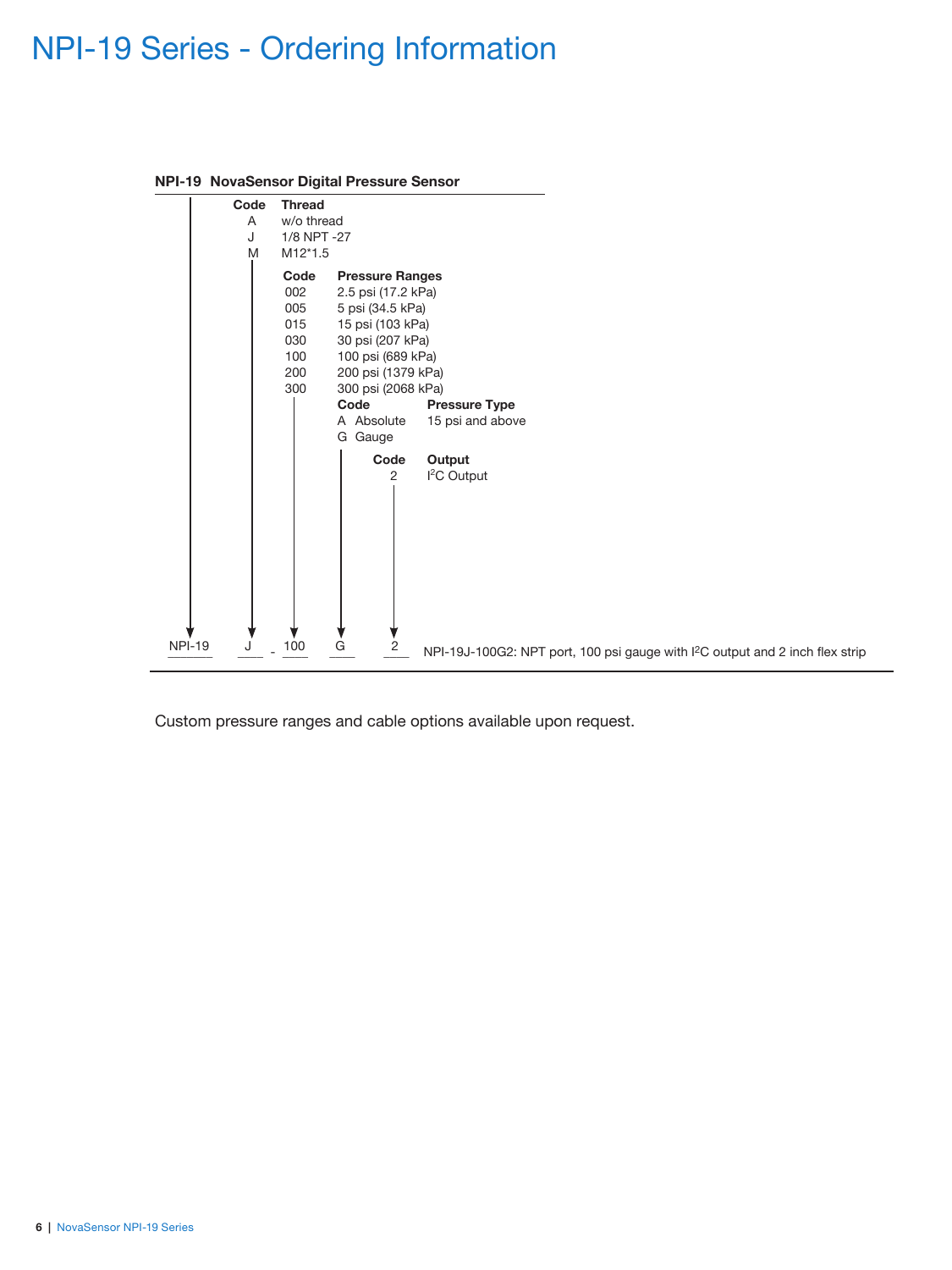# NPI-19 Series - Ordering Information

**NPI-19 NovaSensor Digital Pressure Sensor**

| Code | Thread |
|---|---|
| A | w/o thread |
| J | 1/8 NPT -27 |
| M | M12*1.5 |

| Code | Pressure Ranges |
|---|---|
| 002 | 2.5 psi (17.2 kPa) |
| 005 | 5 psi (34.5 kPa) |
| 015 | 15 psi (103 kPa) |
| 030 | 30 psi (207 kPa) |
| 100 | 100 psi (689 kPa) |
| 200 | 200 psi (1379 kPa) |
| 300 | 300 psi (2068 kPa) |

| Code | Pressure Type |
|---|---|
| A Absolute | 15 psi and above |
| G Gauge | |

| Code | Output |
|---|---|
| 2 | I²C Output |

NPI-19 J - 100 G 2

NPI-19J-100G2: NPT port, 100 psi gauge with I²C output and 2 inch flex strip

Custom pressure ranges and cable options available upon request.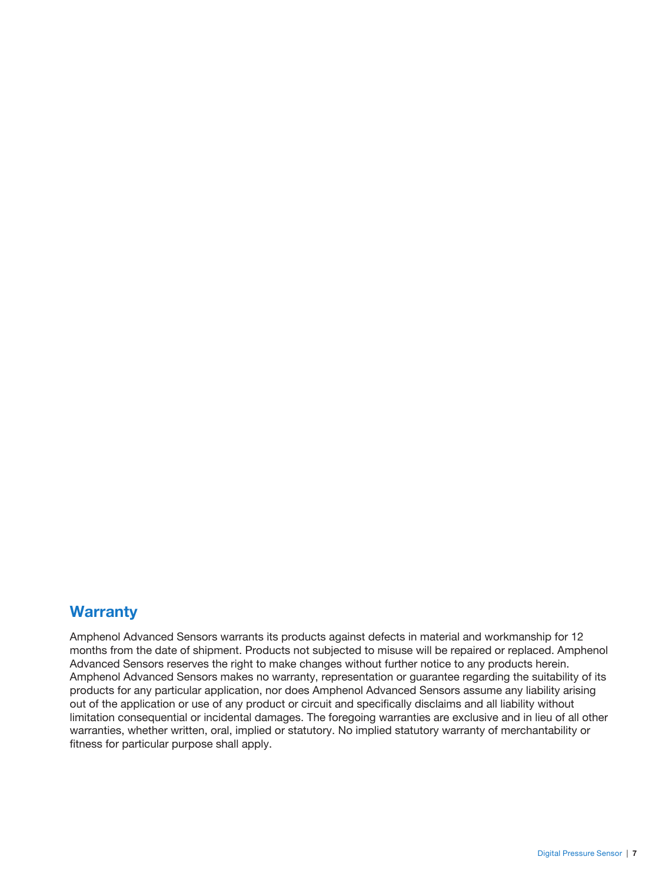## Warranty

Amphenol Advanced Sensors warrants its products against defects in material and workmanship for 12 months from the date of shipment. Products not subjected to misuse will be repaired or replaced. Amphenol Advanced Sensors reserves the right to make changes without further notice to any products herein. Amphenol Advanced Sensors makes no warranty, representation or guarantee regarding the suitability of its products for any particular application, nor does Amphenol Advanced Sensors assume any liability arising out of the application or use of any product or circuit and specifically disclaims and all liability without limitation consequential or incidental damages. The foregoing warranties are exclusive and in lieu of all other warranties, whether written, oral, implied or statutory. No implied statutory warranty of merchantability or fitness for particular purpose shall apply.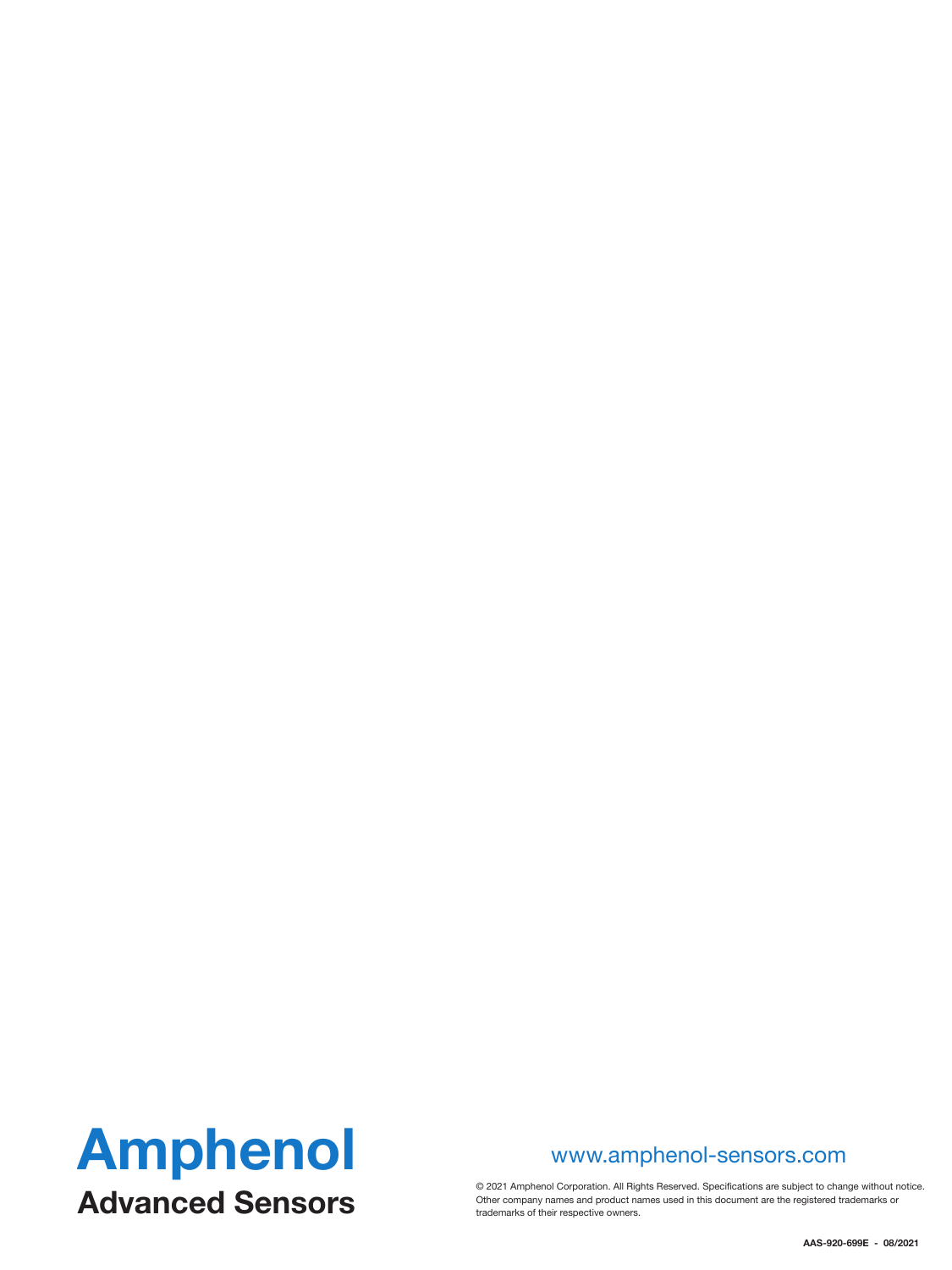**Amphenol**

**Advanced Sensors**

www.amphenol-sensors.com

© 2021 Amphenol Corporation. All Rights Reserved. Specifications are subject to change without notice. Other company names and product names used in this document are the registered trademarks or trademarks of their respective owners.

**AAS-920-699E - 08/2021**